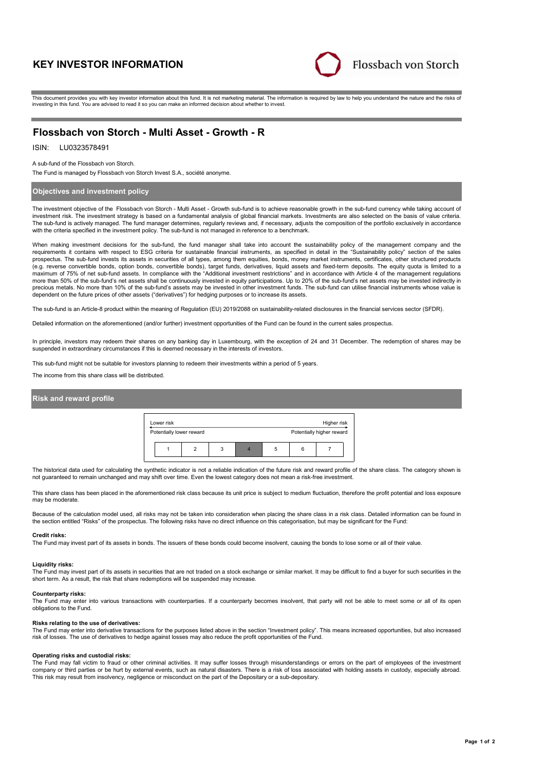# KEY INVESTOR INFORMATION

Flossbach von Storch

This document provides you with key investor information about this fund. It is not marketing material. The information is required by law to help you understand the nature and the risks of investing in this fund. You are advised to read it so you can make an informed decision about whether to invest.

## Flossbach von Storch - Multi Asset - Growth - R

ISIN: LU0323578491

A sub-fund of the Flossbach von Storch.

The Fund is managed by Flossbach von Storch Invest S.A., société anonyme.

### Objectives and investment policy

The investment objective of the Flossbach von Storch - Multi Asset - Growth sub-fund is to achieve reasonable growth in the sub-fund currency while taking account of investment risk. The investment strategy is based on a fundamental analysis of global financial markets. Investments are also selected on the basis of value criteria. The sub-fund is actively managed. The fund manager determines, regularly reviews and, if necessary, adjusts the composition of the portfolio exclusively in accordance with the criteria specified in the investment policy. The sub-fund is not managed in reference to a benchmark.

When making investment decisions for the sub-fund, the fund manager shall take into account the sustainability policy of the management company and the requirements it contains with respect to ESG criteria for sustainable financial instruments, as specified in detail in the "Sustainability policy" section of the sales prospectus. The sub-fund invests its assets in securities of all types, among them equities, bonds, money market instruments, certificates, other structured products (e.g. reverse convertible bonds, option bonds, convertible bonds), target funds, derivatives, liquid assets and fixed-term deposits. The equity quota is limited to a maximum of 75% of net sub-fund assets. In compliance with the "Additional investment restrictions" and in accordance with Article 4 of the management regulations more than 50% of the sub-fund's net assets shall be continuously invested in equity participations. Up to 20% of the sub-fund's net assets may be invested indirectly in precious metals. No more than 10% of the sub-fund's assets may be invested in other investment funds. The sub-fund can utilise financial instruments whose value is dependent on the future prices of other assets ("derivatives") for hedging purposes or to increase its assets.

The sub-fund is an Article-8 product within the meaning of Regulation (EU) 2019/2088 on sustainability-related disclosures in the financial services sector (SFDR).

Detailed information on the aforementioned (and/or further) investment opportunities of the Fund can be found in the current sales prospectus.

In principle, investors may redeem their shares on any banking day in Luxembourg, with the exception of 24 and 31 December. The redemption of shares may be suspended in extraordinary circumstances if this is deemed necessary in the interests of investors.

This sub-fund might not be suitable for investors planning to redeem their investments within a period of 5 years.

The income from this share class will be distributed.

### Risk and reward profile

| Lower risk | | | | | | Higher risk |
|---|---|---|---|---|---|---|
| Potentially lower reward | | | | | | Potentially higher reward |
| 1 | 2 | 3 | **4** | 5 | 6 | 7 |

The historical data used for calculating the synthetic indicator is not a reliable indication of the future risk and reward profile of the share class. The category shown is not guaranteed to remain unchanged and may shift over time. Even the lowest category does not mean a risk-free investment.

This share class has been placed in the aforementioned risk class because its unit price is subject to medium fluctuation, therefore the profit potential and loss exposure may be moderate.

Because of the calculation model used, all risks may not be taken into consideration when placing the share class in a risk class. Detailed information can be found in the section entitled "Risks" of the prospectus. The following risks have no direct influence on this categorisation, but may be significant for the Fund:

**Credit risks:**
The Fund may invest part of its assets in bonds. The issuers of these bonds could become insolvent, causing the bonds to lose some or all of their value.

**Liquidity risks:**
The Fund may invest part of its assets in securities that are not traded on a stock exchange or similar market. It may be difficult to find a buyer for such securities in the short term. As a result, the risk that share redemptions will be suspended may increase.

**Counterparty risks:**
The Fund may enter into various transactions with counterparties. If a counterparty becomes insolvent, that party will not be able to meet some or all of its open obligations to the Fund.

**Risks relating to the use of derivatives:**
The Fund may enter into derivative transactions for the purposes listed above in the section "Investment policy". This means increased opportunities, but also increased risk of losses. The use of derivatives to hedge against losses may also reduce the profit opportunities of the Fund.

**Operating risks and custodial risks:**
The Fund may fall victim to fraud or other criminal activities. It may suffer losses through misunderstandings or errors on the part of employees of the investment company or third parties or be hurt by external events, such as natural disasters. There is a risk of loss associated with holding assets in custody, especially abroad. This risk may result from insolvency, negligence or misconduct on the part of the Depositary or a sub-depositary.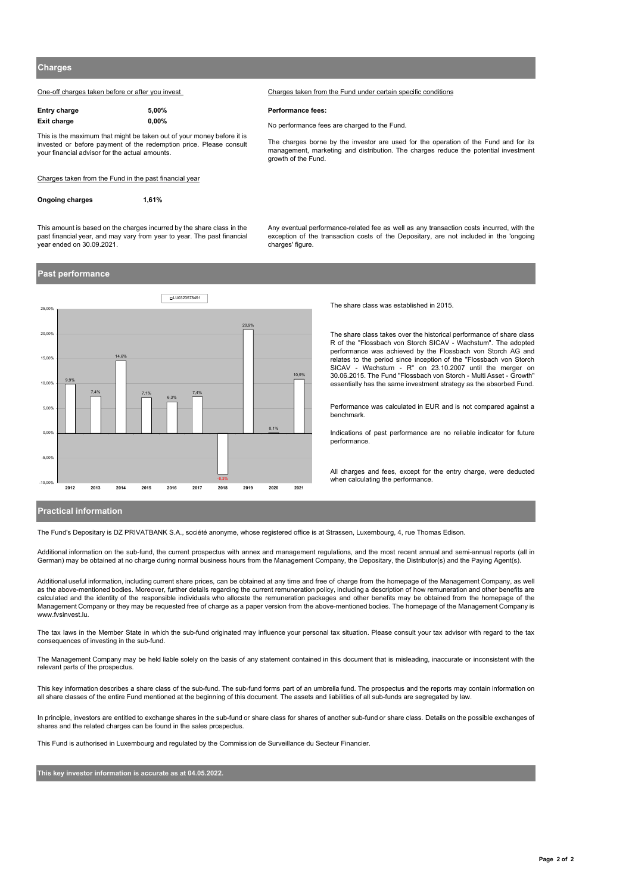## Charges

One-off charges taken before or after you invest

| | |
|---|---|
| **Entry charge** | **5,00%** |
| **Exit charge** | **0,00%** |

This is the maximum that might be taken out of your money before it is invested or before payment of the redemption price. Please consult your financial advisor for the actual amounts.

Charges taken from the Fund in the past financial year

| | |
|---|---|
| **Ongoing charges** | **1,61%** |

This amount is based on the charges incurred by the share class in the past financial year, and may vary from year to year. The past financial year ended on 30.09.2021.

Charges taken from the Fund under certain specific conditions

**Performance fees:**

No performance fees are charged to the Fund.

The charges borne by the investor are used for the operation of the Fund and for its management, marketing and distribution. The charges reduce the potential investment growth of the Fund.

Any eventual performance-related fee as well as any transaction costs incurred, with the exception of the transaction costs of the Depositary, are not included in the 'ongoing charges' figure.

## Past performance

LU0323578491

25,00%
20,00%
15,00%
10,00%
5,00%
0,00%
-5,00%
-10,00%

9,9%
7,4%
14,6%
7,1%
6,3%
7,4%
-8,3%
20,9%
0,1%
10,9%

2012 2013 2014 2015 2016 2017 2018 2019 2020 2021

The share class was established in 2015.

The share class takes over the historical performance of share class R of the "Flossbach von Storch SICAV - Wachstum". The adopted performance was achieved by the Flossbach von Storch AG and relates to the period since inception of the "Flossbach von Storch SICAV - Wachstum - R" on 23.10.2007 until the merger on 30.06.2015. The Fund "Flossbach von Storch - Multi Asset - Growth" essentially has the same investment strategy as the absorbed Fund.

Performance was calculated in EUR and is not compared against a benchmark.

Indications of past performance are no reliable indicator for future performance.

All charges and fees, except for the entry charge, were deducted when calculating the performance.

## Practical information

The Fund's Depositary is DZ PRIVATBANK S.A., société anonyme, whose registered office is at Strassen, Luxembourg, 4, rue Thomas Edison.

Additional information on the sub-fund, the current prospectus with annex and management regulations, and the most recent annual and semi-annual reports (all in German) may be obtained at no charge during normal business hours from the Management Company, the Depositary, the Distributor(s) and the Paying Agent(s).

Additional useful information, including current share prices, can be obtained at any time and free of charge from the homepage of the Management Company, as well as the above-mentioned bodies. Moreover, further details regarding the current remuneration policy, including a description of how remuneration and other benefits are calculated and the identity of the responsible individuals who allocate the remuneration packages and other benefits may be obtained from the homepage of the Management Company or they may be requested free of charge as a paper version from the above-mentioned bodies. The homepage of the Management Company is www.fvsinvest.lu.

The tax laws in the Member State in which the sub-fund originated may influence your personal tax situation. Please consult your tax advisor with regard to the tax consequences of investing in the sub-fund.

The Management Company may be held liable solely on the basis of any statement contained in this document that is misleading, inaccurate or inconsistent with the relevant parts of the prospectus.

This key information describes a share class of the sub-fund. The sub-fund forms part of an umbrella fund. The prospectus and the reports may contain information on all share classes of the entire Fund mentioned at the beginning of this document. The assets and liabilities of all sub-funds are segregated by law.

In principle, investors are entitled to exchange shares in the sub-fund or share class for shares of another sub-fund or share class. Details on the possible exchanges of shares and the related charges can be found in the sales prospectus.

This Fund is authorised in Luxembourg and regulated by the Commission de Surveillance du Secteur Financier.

**This key investor information is accurate as at 04.05.2022.**